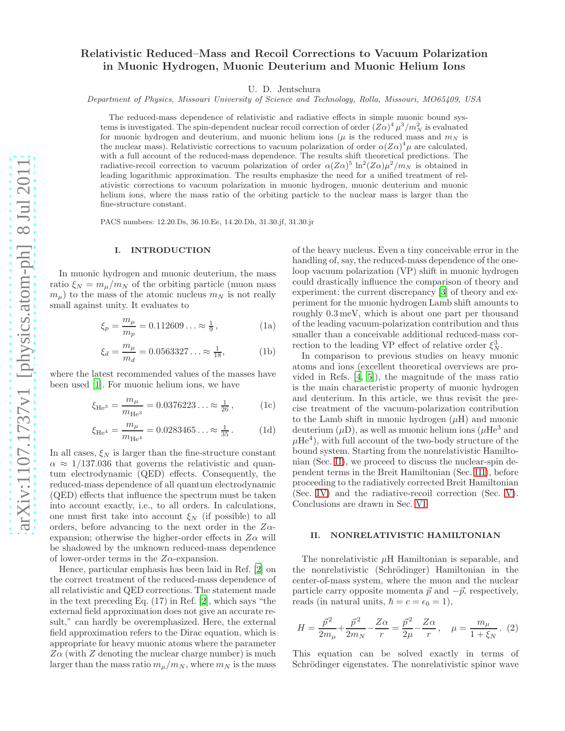# Relativistic Reduced–Mass and Recoil Corrections to Vacuum Polarization in Muonic Hydrogen, Muonic Deuterium and Muonic Helium Ions

U. D. Jentschura

*Department of Physics, Missouri University of Science and Technology, Rolla, Missouri, MO65409, USA*

The reduced-mass dependence of relativistic and radiative effects in simple muonic bound systems is investigated. The spin-dependent nuclear recoil correction of order $(Z\alpha)^4 \mu^3/m_N^2$ is evaluated for muonic hydrogen and deuterium, and muonic helium ions ($\mu$ is the reduced mass and $m_N$ is the nuclear mass). Relativistic corrections to vacuum polarization of order $\alpha(Z\alpha)^4\mu$ are calculated, with a full account of the reduced-mass dependence. The results shift theoretical predictions. The radiative-recoil correction to vacuum polarization of order $\alpha(Z\alpha)^5 \ln^2(Z\alpha)\mu^2/m_N$ is obtained in leading logarithmic approximation. The results emphasize the need for a unified treatment of relativistic corrections to vacuum polarization in muonic hydrogen, muonic deuterium and muonic helium ions, where the mass ratio of the orbiting particle to the nuclear mass is larger than the fine-structure constant.

PACS numbers: 12.20.Ds, 36.10.Ee, 14.20.Dh, 31.30.jf, 31.30.jr

## I. INTRODUCTION

In muonic hydrogen and muonic deuterium, the mass ratio $\xi_N = m_\mu/m_N$ of the orbiting particle (muon mass $m_\mu$) to the mass of the atomic nucleus $m_N$ is not really small against unity. It evaluates to

$$\xi_p = \frac{m_\mu}{m_p} = 0.112609\ldots \approx \tfrac{1}{9}\,, \tag{1a}$$

$$\xi_d = \frac{m_\mu}{m_d} = 0.0563327\ldots \approx \tfrac{1}{18}, \tag{1b}$$

where the latest recommended values of the masses have been used [1]. For muonic helium ions, we have

$$\xi_{\mathrm{He}^3} = \frac{m_\mu}{m_{\mathrm{He}^3}} = 0.0376223\ldots \approx \tfrac{1}{26}\,, \tag{1c}$$

$$\xi_{\mathrm{He}^4} = \frac{m_\mu}{m_{\mathrm{He}^4}} = 0.0283465\ldots \approx \tfrac{1}{35}\,. \tag{1d}$$

In all cases, $\xi_N$ is larger than the fine-structure constant $\alpha \approx 1/137.036$ that governs the relativistic and quantum electrodynamic (QED) effects. Consequently, the reduced-mass dependence of all quantum electrodynamic (QED) effects that influence the spectrum must be taken into account exactly, i.e., to all orders. In calculations, one must first take into account $\xi_N$ (if possible) to all orders, before advancing to the next order in the $Z\alpha$-expansion; otherwise the higher-order effects in $Z\alpha$ will be shadowed by the unknown reduced-mass dependence of lower-order terms in the $Z\alpha$-expansion.

Hence, particular emphasis has been laid in Ref. [2] on the correct treatment of the reduced-mass dependence of all relativistic and QED corrections. The statement made in the text preceding Eq. (17) in Ref. [2], which says "the external field approximation does not give an accurate result," can hardly be overemphasized. Here, the external field approximation refers to the Dirac equation, which is appropriate for heavy muonic atoms where the parameter $Z\alpha$ (with $Z$ denoting the nuclear charge number) is much larger than the mass ratio $m_\mu/m_N$, where $m_N$ is the mass of the heavy nucleus. Even a tiny conceivable error in the handling of, say, the reduced-mass dependence of the one-loop vacuum polarization (VP) shift in muonic hydrogen could drastically influence the comparison of theory and experiment: the current discrepancy [3] of theory and experiment for the muonic hydrogen Lamb shift amounts to roughly 0.3 meV, which is about one part per thousand of the leading vacuum-polarization contribution and thus smaller than a conceivable additional reduced-mass correction to the leading VP effect of relative order $\xi_N^3$.

In comparison to previous studies on heavy muonic atoms and ions (excellent theoretical overviews are provided in Refs. [4, 5]), the magnitude of the mass ratio is the main characteristic property of muonic hydrogen and deuterium. In this article, we thus revisit the precise treatment of the vacuum-polarization contribution to the Lamb shift in muonic hydrogen ($\mu$H) and muonic deuterium ($\mu$D), as well as muonic helium ions ($\mu\mathrm{He}^3$ and $\mu\mathrm{He}^4$), with full account of the two-body structure of the bound system. Starting from the nonrelativistic Hamiltonian (Sec. II), we proceed to discuss the nuclear-spin dependent terms in the Breit Hamiltonian (Sec. III), before proceeding to the radiatively corrected Breit Hamiltonian (Sec. IV) and the radiative-recoil correction (Sec. V). Conclusions are drawn in Sec. VI.

## II. NONRELATIVISTIC HAMILTONIAN

The nonrelativistic $\mu$H Hamiltonian is separable, and the nonrelativistic (Schrödinger) Hamiltonian in the center-of-mass system, where the muon and the nuclear particle carry opposite momenta $\vec{p}$ and $-\vec{p}$, respectively, reads (in natural units, $\hbar = c = \epsilon_0 = 1$),

$$H = \frac{\vec{p}^{\,2}}{2m_\mu} + \frac{\vec{p}^{\,2}}{2m_N} - \frac{Z\alpha}{r} = \frac{\vec{p}^{\,2}}{2\mu} - \frac{Z\alpha}{r}\,, \quad \mu = \frac{m_\mu}{1+\xi_N}\,. \tag{2}$$

This equation can be solved exactly in terms of Schrödinger eigenstates. The nonrelativistic spinor wave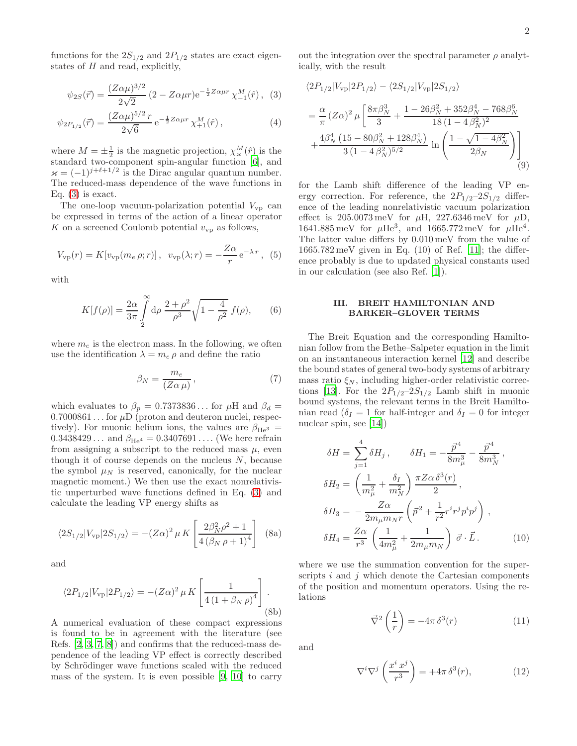functions for the $2S_{1/2}$ and $2P_{1/2}$ states are exact eigenstates of $H$ and read, explicitly,

$$\psi_{2S}(\vec{r}) = \frac{(Z\alpha\mu)^{3/2}}{2\sqrt{2}} \left(2 - Z\alpha\mu r\right) \mathrm{e}^{-\frac{1}{2} Z\alpha\mu r} \, \chi^{M}_{-1}(\hat{r}) \,, \quad (3)$$

$$\psi_{2P_{1/2}}(\vec{r}) = \frac{(Z\alpha\mu)^{5/2}\, r}{2\sqrt{6}} \, \mathrm{e}^{-\frac{1}{2} Z\alpha\mu r} \, \chi^{M}_{+1}(\hat{r}) \,, \quad (4)$$

where $M = \pm\frac{1}{2}$ is the magnetic projection, $\chi^{M}_{\varkappa}(\hat{r})$ is the standard two-component spin-angular function [6], and $\varkappa = (-1)^{j+\ell+1/2}$ is the Dirac angular quantum number. The reduced-mass dependence of the wave functions in Eq. (3) is exact.

The one-loop vacuum-polarization potential $V_{\rm vp}$ can be expressed in terms of the action of a linear operator $K$ on a screened Coulomb potential $v_{\rm vp}$ as follows,

$$V_{\rm vp}(r) = K[v_{\rm vp}(m_e\,\rho; r)] \,, \quad v_{\rm vp}(\lambda; r) = -\frac{Z\alpha}{r} \, \mathrm{e}^{-\lambda\, r} \,, \quad (5)$$

with

$$K[f(\rho)] = \frac{2\alpha}{3\pi} \int_{2}^{\infty} \mathrm{d}\rho \, \frac{2+\rho^2}{\rho^3} \sqrt{1 - \frac{4}{\rho^2}} \, f(\rho), \quad (6)$$

where $m_e$ is the electron mass. In the following, we often use the identification $\lambda = m_e\,\rho$ and define the ratio

$$\beta_N = \frac{m_e}{(Z\alpha\,\mu)} \,, \quad (7)$$

which evaluates to $\beta_p = 0.7373836\ldots$ for $\mu$H and $\beta_d = 0.7000861\ldots$ for $\mu$D (proton and deuteron nuclei, respectively). For muonic helium ions, the values are $\beta_{\rm He^3} = 0.3438429\ldots$ and $\beta_{\rm He^4} = 0.3407691\ldots$. (We here refrain from assigning a subscript to the reduced mass $\mu$, even though it of course depends on the nucleus $N$, because the symbol $\mu_N$ is reserved, canonically, for the nuclear magnetic moment.) We then use the exact nonrelativistic unperturbed wave functions defined in Eq. (3) and calculate the leading VP energy shifts as

$$\langle 2S_{1/2} | V_{\rm vp} | 2S_{1/2} \rangle = -(Z\alpha)^2 \, \mu \, K\left[ \frac{2\beta_N^2 \rho^2 + 1}{4\,(\beta_N\,\rho + 1)^4} \right] \quad (8a)$$

and

$$\langle 2P_{1/2} | V_{\rm vp} | 2P_{1/2} \rangle = -(Z\alpha)^2 \, \mu \, K\left[ \frac{1}{4\,(1 + \beta_N\,\rho)^4} \right] . \quad (8b)$$

A numerical evaluation of these compact expressions is found to be in agreement with the literature (see Refs. [2, 3, 7, 8]) and confirms that the reduced-mass dependence of the leading VP effect is correctly described by Schrödinger wave functions scaled with the reduced mass of the system. It is even possible [9, 10] to carry out the integration over the spectral parameter $\rho$ analytically, with the result

$$\begin{aligned}
&\langle 2P_{1/2} | V_{\rm vp} | 2P_{1/2} \rangle - \langle 2S_{1/2} | V_{\rm vp} | 2S_{1/2} \rangle \\
&= \frac{\alpha}{\pi} \, (Z\alpha)^2 \, \mu \left[ \frac{8\pi\beta_N^3}{3} + \frac{1 - 26\beta_N^2 + 352\beta_N^4 - 768\beta_N^6}{18\,(1 - 4\,\beta_N^2)^2} \right. \\
&\left. + \frac{4\beta_N^4\,(15 - 80\beta_N^2 + 128\beta_N^4)}{3\,(1 - 4\,\beta_N^2)^{5/2}} \, \ln\left( \frac{1 - \sqrt{1 - 4\beta_N^2}}{2\beta_N} \right) \right]
\end{aligned} \quad (9)$$

for the Lamb shift difference of the leading VP energy correction. For reference, the $2P_{1/2}$–$2S_{1/2}$ difference of the leading nonrelativistic vacuum polarization effect is 205.0073 meV for $\mu$H, 227.6346 meV for $\mu$D, 1641.885 meV for $\mu$He$^3$, and 1665.772 meV for $\mu$He$^4$. The latter value differs by 0.010 meV from the value of 1665.782 meV given in Eq. (10) of Ref. [11]; the difference probably is due to updated physical constants used in our calculation (see also Ref. [1]).

## III. BREIT HAMILTONIAN AND BARKER–GLOVER TERMS

The Breit Equation and the corresponding Hamiltonian follow from the Bethe–Salpeter equation in the limit on an instantaneous interaction kernel [12] and describe the bound states of general two-body systems of arbitrary mass ratio $\xi_N$, including higher-order relativistic corrections [13]. For the $2P_{1/2}$–$2S_{1/2}$ Lamb shift in muonic bound systems, the relevant terms in the Breit Hamiltonian read ($\delta_I = 1$ for half-integer and $\delta_I = 0$ for integer nuclear spin, see [14])

$$\begin{aligned}
\delta H &= \sum_{j=1}^{4} \delta H_j \,, \qquad \delta H_1 = -\frac{\vec{p}^{\,4}}{8 m_\mu^3} - \frac{\vec{p}^{\,4}}{8 m_N^3} \,, \\
\delta H_2 &= \left( \frac{1}{m_\mu^2} + \frac{\delta_I}{m_N^2} \right) \frac{\pi Z\alpha\,\delta^3(r)}{2} \,, \\
\delta H_3 &= -\frac{Z\alpha}{2 m_\mu m_N r} \left( \vec{p}^{\,2} + \frac{1}{r^2} r^i r^j p^i p^j \right) , \\
\delta H_4 &= \frac{Z\alpha}{r^3} \left( \frac{1}{4 m_\mu^2} + \frac{1}{2 m_\mu m_N} \right) \vec{\sigma} \cdot \vec{L} \,.
\end{aligned} \quad (10)$$

where we use the summation convention for the superscripts $i$ and $j$ which denote the Cartesian components of the position and momentum operators. Using the relations

$$\vec{\nabla}^2 \left( \frac{1}{r} \right) = -4\pi\,\delta^3(r) \quad (11)$$

and

$$\nabla^i \nabla^j \left( \frac{x^i\, x^j}{r^3} \right) = +4\pi\,\delta^3(r), \quad (12)$$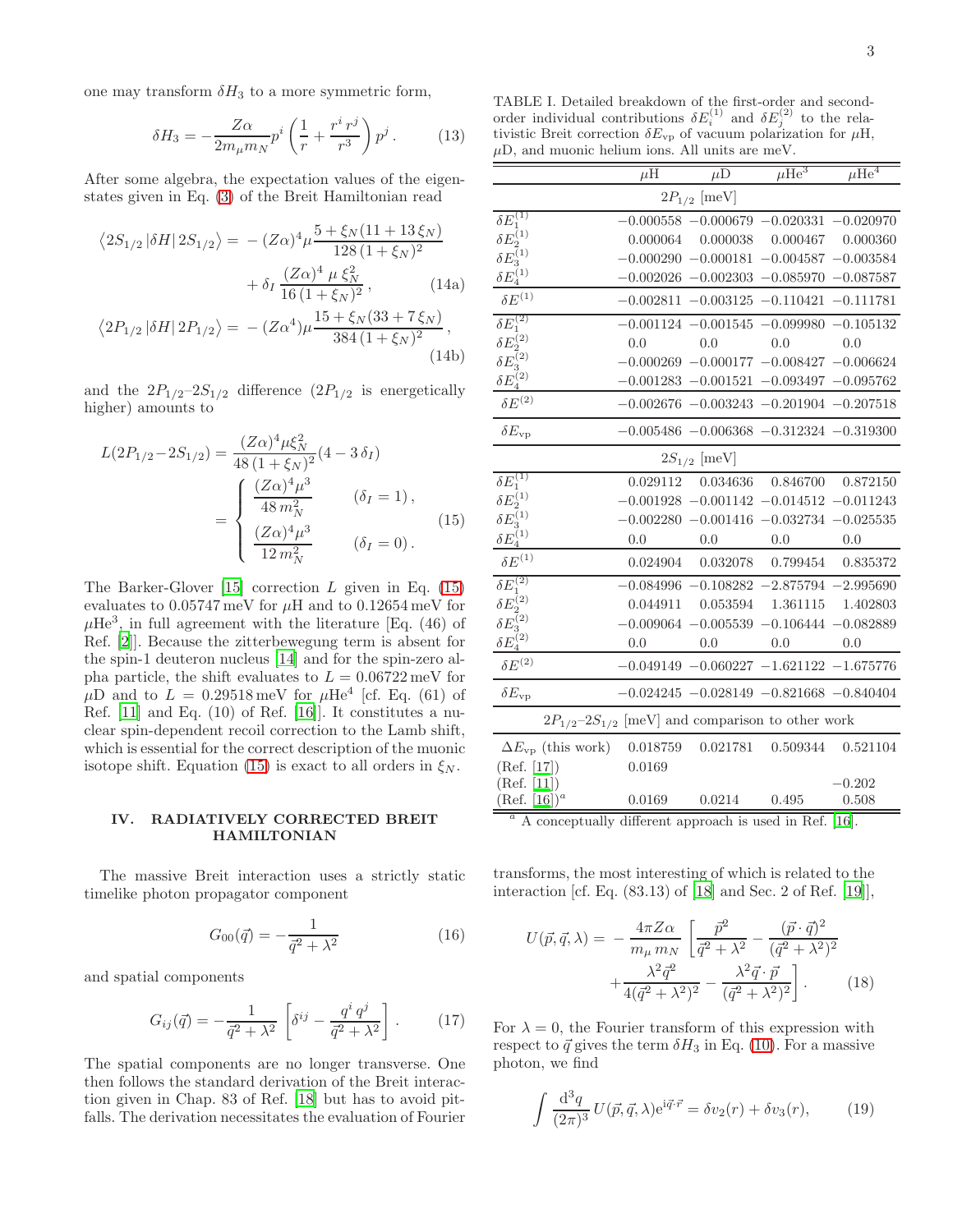one may transform $\delta H_3$ to a more symmetric form,

$$\delta H_3 = -\frac{Z\alpha}{2m_\mu m_N} p^i \left( \frac{1}{r} + \frac{r^i\, r^j}{r^3} \right) p^j \,. \tag{13}$$

After some algebra, the expectation values of the eigenstates given in Eq. (3) of the Breit Hamiltonian read

$$\left\langle 2S_{1/2} \left| \delta H \right| 2S_{1/2} \right\rangle = -\,(Z\alpha)^4 \mu \frac{5 + \xi_N (11 + 13\,\xi_N)}{128\,(1+\xi_N)^2} + \delta_I \, \frac{(Z\alpha)^4 \; \mu \; \xi_N^2}{16\,(1+\xi_N)^2} \,, \tag{14a}$$

$$\left\langle 2P_{1/2} \left| \delta H \right| 2P_{1/2} \right\rangle = -\,(Z\alpha^4) \mu \frac{15 + \xi_N (33 + 7\,\xi_N)}{384\,(1+\xi_N)^2} \,, \tag{14b}$$

and the $2P_{1/2}$–$2S_{1/2}$ difference ($2P_{1/2}$ is energetically higher) amounts to

$$L(2P_{1/2}\!-\!2S_{1/2}) = \frac{(Z\alpha)^4 \mu \xi_N^2}{48\,(1+\xi_N)^2} (4 - 3\,\delta_I) = \begin{cases} \dfrac{(Z\alpha)^4 \mu^3}{48\, m_N^2} & (\delta_I = 1)\,, \\[2ex] \dfrac{(Z\alpha)^4 \mu^3}{12\, m_N^2} & (\delta_I = 0)\,. \end{cases} \tag{15}$$

The Barker-Glover [15] correction $L$ given in Eq. (15) evaluates to 0.05747 meV for $\mu$H and to 0.12654 meV for $\mu\mathrm{He}^3$, in full agreement with the literature [Eq. (46) of Ref. [2]]. Because the zitterbewegung term is absent for the spin-1 deuteron nucleus [14] and for the spin-zero alpha particle, the shift evaluates to $L = 0.06722$ meV for $\mu$D and to $L = 0.29518$ meV for $\mu\mathrm{He}^4$ [cf. Eq. (61) of Ref. [11] and Eq. (10) of Ref. [16]]. It constitutes a nuclear spin-dependent recoil correction to the Lamb shift, which is essential for the correct description of the muonic isotope shift. Equation (15) is exact to all orders in $\xi_N$.

## IV. RADIATIVELY CORRECTED BREIT HAMILTONIAN

The massive Breit interaction uses a strictly static timelike photon propagator component

$$G_{00}(\vec{q}) = -\frac{1}{\vec{q}^2 + \lambda^2} \tag{16}$$

and spatial components

$$G_{ij}(\vec{q}) = -\frac{1}{\vec{q}^2 + \lambda^2} \left[ \delta^{ij} - \frac{q^i\, q^j}{\vec{q}^2 + \lambda^2} \right] . \tag{17}$$

The spatial components are no longer transverse. One then follows the standard derivation of the Breit interaction given in Chap. 83 of Ref. [18] but has to avoid pitfalls. The derivation necessitates the evaluation of Fourier transforms, the most interesting of which is related to the interaction [cf. Eq. (83.13) of [18] and Sec. 2 of Ref. [19]],

$$U(\vec{p}, \vec{q}, \lambda) = -\frac{4\pi Z\alpha}{m_\mu\, m_N} \left[ \frac{\vec{p}^2}{\vec{q}^2 + \lambda^2} - \frac{(\vec{p}\cdot\vec{q})^2}{(\vec{q}^2 + \lambda^2)^2} + \frac{\lambda^2 \vec{q}^2}{4(\vec{q}^2 + \lambda^2)^2} - \frac{\lambda^2 \vec{q}\cdot\vec{p}}{(\vec{q}^2 + \lambda^2)^2} \right] . \tag{18}$$

For $\lambda = 0$, the Fourier transform of this expression with respect to $\vec{q}$ gives the term $\delta H_3$ in Eq. (10). For a massive photon, we find

$$\int \frac{\mathrm{d}^3 q}{(2\pi)^3}\, U(\vec{p}, \vec{q}, \lambda) \mathrm{e}^{\mathrm{i}\vec{q}\cdot\vec{r}} = \delta v_2(r) + \delta v_3(r), \tag{19}$$

TABLE I. Detailed breakdown of the first-order and second-order individual contributions $\delta E_i^{(1)}$ and $\delta E_j^{(2)}$ to the relativistic Breit correction $\delta E_{\rm vp}$ of vacuum polarization for $\mu$H, $\mu$D, and muonic helium ions. All units are meV.

| | $\mu$H | $\mu$D | $\mu\mathrm{He}^3$ | $\mu\mathrm{He}^4$ |
|---|---|---|---|---|
| $2P_{1/2}$ [meV] | | | | |
| $\delta E_1^{(1)}$ | −0.000558 | −0.000679 | −0.020331 | −0.020970 |
| $\delta E_2^{(1)}$ | 0.000064 | 0.000038 | 0.000467 | 0.000360 |
| $\delta E_3^{(1)}$ | −0.000290 | −0.000181 | −0.004587 | −0.003584 |
| $\delta E_4^{(1)}$ | −0.002026 | −0.002303 | −0.085970 | −0.087587 |
| $\delta E^{(1)}$ | −0.002811 | −0.003125 | −0.110421 | −0.111781 |
| $\delta E_1^{(2)}$ | −0.001124 | −0.001545 | −0.099980 | −0.105132 |
| $\delta E_2^{(2)}$ | 0.0 | 0.0 | 0.0 | 0.0 |
| $\delta E_3^{(2)}$ | −0.000269 | −0.000177 | −0.008427 | −0.006624 |
| $\delta E_4^{(2)}$ | −0.001283 | −0.001521 | −0.093497 | −0.095762 |
| $\delta E^{(2)}$ | −0.002676 | −0.003243 | −0.201904 | −0.207518 |
| $\delta E_{\rm vp}$ | −0.005486 | −0.006368 | −0.312324 | −0.319300 |
| $2S_{1/2}$ [meV] | | | | |
| $\delta E_1^{(1)}$ | 0.029112 | 0.034636 | 0.846700 | 0.872150 |
| $\delta E_2^{(1)}$ | −0.001928 | −0.001142 | −0.014512 | −0.011243 |
| $\delta E_3^{(1)}$ | −0.002280 | −0.001416 | −0.032734 | −0.025535 |
| $\delta E_4^{(1)}$ | 0.0 | 0.0 | 0.0 | 0.0 |
| $\delta E^{(1)}$ | 0.024904 | 0.032078 | 0.799454 | 0.835372 |
| $\delta E_1^{(2)}$ | −0.084996 | −0.108282 | −2.875794 | −2.995690 |
| $\delta E_2^{(2)}$ | 0.044911 | 0.053594 | 1.361115 | 1.402803 |
| $\delta E_3^{(2)}$ | −0.009064 | −0.005539 | −0.106444 | −0.082889 |
| $\delta E_4^{(2)}$ | 0.0 | 0.0 | 0.0 | 0.0 |
| $\delta E^{(2)}$ | −0.049149 | −0.060227 | −1.621122 | −1.675776 |
| $\delta E_{\rm vp}$ | −0.024245 | −0.028149 | −0.821668 | −0.840404 |
| $2P_{1/2}$–$2S_{1/2}$ [meV] and comparison to other work | | | | |
| $\Delta E_{\rm vp}$ (this work) | 0.018759 | 0.021781 | 0.509344 | 0.521104 |
| (Ref. [17]) | 0.0169 | | | |
| (Ref. [11]) | | | | −0.202 |
| (Ref. [16])[a] | 0.0169 | 0.0214 | 0.495 | 0.508 |

[a] A conceptually different approach is used in Ref. [16].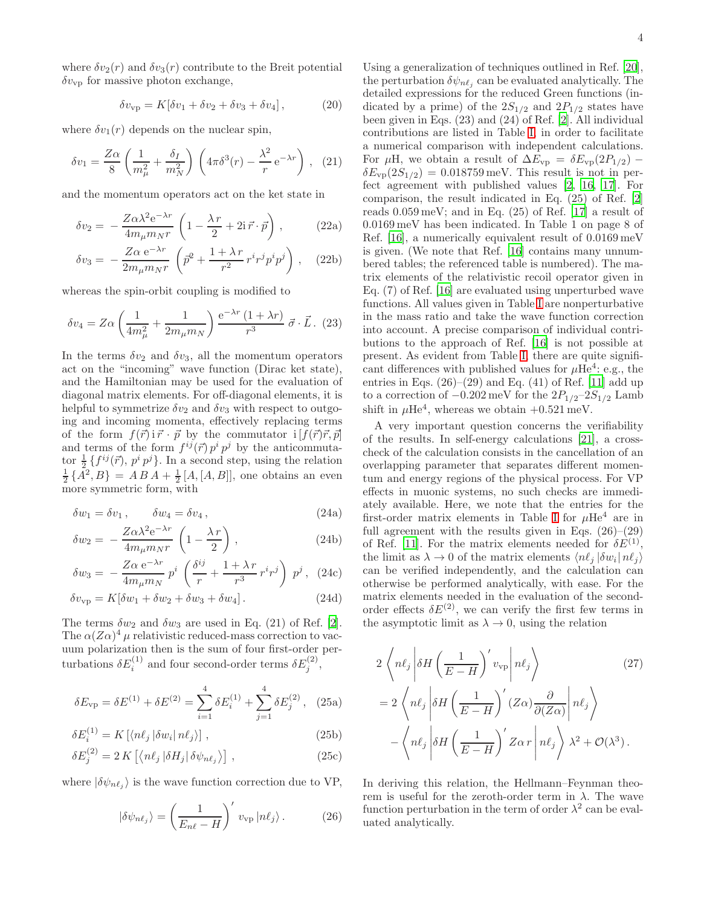where $\delta v_2(r)$ and $\delta v_3(r)$ contribute to the Breit potential $\delta v_{\rm vp}$ for massive photon exchange,

$$\delta v_{\rm vp} = K[\delta v_1 + \delta v_2 + \delta v_3 + \delta v_4]\,, \tag{20}$$

where $\delta v_1(r)$ depends on the nuclear spin,

$$\delta v_1 = \frac{Z\alpha}{8}\left(\frac{1}{m_\mu^2} + \frac{\delta_I}{m_N^2}\right)\left(4\pi\delta^3(r) - \frac{\lambda^2}{r}\,{\rm e}^{-\lambda r}\right)\,, \tag{21}$$

and the momentum operators act on the ket state in

$$\delta v_2 = -\frac{Z\alpha\lambda^2{\rm e}^{-\lambda r}}{4m_\mu m_N r}\left(1 - \frac{\lambda\, r}{2} + 2{\rm i}\,\vec r\cdot\vec p\right)\,, \tag{22a}$$

$$\delta v_3 = -\frac{Z\alpha\,{\rm e}^{-\lambda r}}{2m_\mu m_N r}\left(\vec p^{\,2} + \frac{1+\lambda\, r}{r^2}\, r^i r^j p^i p^j\right)\,, \tag{22b}$$

whereas the spin-orbit coupling is modified to

$$\delta v_4 = Z\alpha\left(\frac{1}{4m_\mu^2} + \frac{1}{2m_\mu m_N}\right)\frac{{\rm e}^{-\lambda r}\,(1+\lambda r)}{r^3}\,\vec\sigma\cdot\vec L\,. \tag{23}$$

In the terms $\delta v_2$ and $\delta v_3$, all the momentum operators act on the "incoming" wave function (Dirac ket state), and the Hamiltonian may be used for the evaluation of diagonal matrix elements. For off-diagonal elements, it is helpful to symmetrize $\delta v_2$ and $\delta v_3$ with respect to outgoing and incoming momenta, effectively replacing terms of the form $f(\vec r)\,{\rm i}\,\vec r\cdot\vec p$ by the commutator ${\rm i}\,[f(\vec r)\vec r,\vec p]$ and terms of the form $f^{ij}(\vec r)\,p^i p^j$ by the anticommutator $\frac{1}{2}\{f^{ij}(\vec r),\,p^i p^j\}$. In a second step, using the relation $\frac{1}{2}\{A^2,B\} = A\,B\,A + \frac{1}{2}[A,[A,B]]$, one obtains an even more symmetric form, with

$$\delta w_1 = \delta v_1\,, \qquad \delta w_4 = \delta v_4\,, \tag{24a}$$

$$\delta w_2 = -\frac{Z\alpha\lambda^2{\rm e}^{-\lambda r}}{4m_\mu m_N r}\left(1 - \frac{\lambda\, r}{2}\right)\,, \tag{24b}$$

$$\delta w_3 = -\frac{Z\alpha\,{\rm e}^{-\lambda r}}{4m_\mu m_N}\, p^i\left(\frac{\delta^{ij}}{r} + \frac{1+\lambda\, r}{r^3}\, r^i r^j\right)\, p^j\,, \tag{24c}$$

$$\delta v_{\rm vp} = K[\delta w_1 + \delta w_2 + \delta w_3 + \delta w_4]\,. \tag{24d}$$

The terms $\delta w_2$ and $\delta w_3$ are used in Eq. (21) of Ref. [2]. The $\alpha(Z\alpha)^4\,\mu$ relativistic reduced-mass correction to vacuum polarization then is the sum of four first-order perturbations $\delta E_i^{(1)}$ and four second-order terms $\delta E_j^{(2)}$,

$$\delta E_{\rm vp} = \delta E^{(1)} + \delta E^{(2)} = \sum_{i=1}^{4}\delta E_i^{(1)} + \sum_{j=1}^{4}\delta E_j^{(2)}\,, \tag{25a}$$

$$\delta E_i^{(1)} = K\left[\langle n\ell_j\,|\delta w_i|\,n\ell_j\rangle\right]\,, \tag{25b}$$

$$\delta E_j^{(2)} = 2\,K\left[\langle n\ell_j\,|\delta H_j|\,\delta\psi_{n\ell_j}\rangle\right]\,, \tag{25c}$$

where $|\delta\psi_{n\ell_j}\rangle$ is the wave function correction due to VP,

$$|\delta\psi_{n\ell_j}\rangle = \left(\frac{1}{E_{n\ell} - H}\right)'\, v_{\rm vp}\,|n\ell_j\rangle\,. \tag{26}$$

Using a generalization of techniques outlined in Ref. [20], the perturbation $\delta\psi_{n\ell_j}$ can be evaluated analytically. The detailed expressions for the reduced Green functions (indicated by a prime) of the $2S_{1/2}$ and $2P_{1/2}$ states have been given in Eqs. (23) and (24) of Ref. [2]. All individual contributions are listed in Table I, in order to facilitate a numerical comparison with independent calculations. For $\mu$H, we obtain a result of $\Delta E_{\rm vp} = \delta E_{\rm vp}(2P_{1/2}) - \delta E_{\rm vp}(2S_{1/2}) = 0.018759\,{\rm meV}$. This result is not in perfect agreement with published values [2, 16, 17]. For comparison, the result indicated in Eq. (25) of Ref. [2] reads 0.059 meV; and in Eq. (25) of Ref. [17] a result of 0.0169 meV has been indicated. In Table 1 on page 8 of Ref. [16], a numerically equivalent result of 0.0169 meV is given. (We note that Ref. [16] contains many unnumbered tables; the referenced table is numbered). The matrix elements of the relativistic recoil operator given in Eq. (7) of Ref. [16] are evaluated using unperturbed wave functions. All values given in Table I are nonperturbative in the mass ratio and take the wave function correction into account. A precise comparison of individual contributions to the approach of Ref. [16] is not possible at present. As evident from Table I, there are quite significant differences with published values for $\mu{\rm He}^4$: e.g., the entries in Eqs. (26)–(29) and Eq. (41) of Ref. [11] add up to a correction of $-0.202$ meV for the $2P_{1/2}$–$2S_{1/2}$ Lamb shift in $\mu{\rm He}^4$, whereas we obtain $+0.521$ meV.

A very important question concerns the verifiability of the results. In self-energy calculations [21], a cross-check of the calculation consists in the cancellation of an overlapping parameter that separates different momentum and energy regions of the physical process. For VP effects in muonic systems, no such checks are immediately available. Here, we note that the entries for the first-order matrix elements in Table I for $\mu{\rm He}^4$ are in full agreement with the results given in Eqs. (26)–(29) of Ref. [11]. For the matrix elements needed for $\delta E^{(1)}$, the limit as $\lambda\to 0$ of the matrix elements $\langle n\ell_j\,|\delta w_i|\,n\ell_j\rangle$ can be verified independently, and the calculation can otherwise be performed analytically, with ease. For the matrix elements needed in the evaluation of the second-order effects $\delta E^{(2)}$, we can verify the first few terms in the asymptotic limit as $\lambda\to 0$, using the relation

$$\begin{aligned}
&2\left\langle n\ell_j\left|\delta H\left(\frac{1}{E-H}\right)' v_{\rm vp}\right|n\ell_j\right\rangle \\
&= 2\left\langle n\ell_j\left|\delta H\left(\frac{1}{E-H}\right)'(Z\alpha)\frac{\partial}{\partial(Z\alpha)}\right|n\ell_j\right\rangle \\
&\quad - \left\langle n\ell_j\left|\delta H\left(\frac{1}{E-H}\right)' Z\alpha\, r\right|n\ell_j\right\rangle\lambda^2 + \mathcal{O}(\lambda^3)\,.
\end{aligned} \tag{27}$$

In deriving this relation, the Hellmann–Feynman theorem is useful for the zeroth-order term in $\lambda$. The wave function perturbation in the term of order $\lambda^2$ can be evaluated analytically.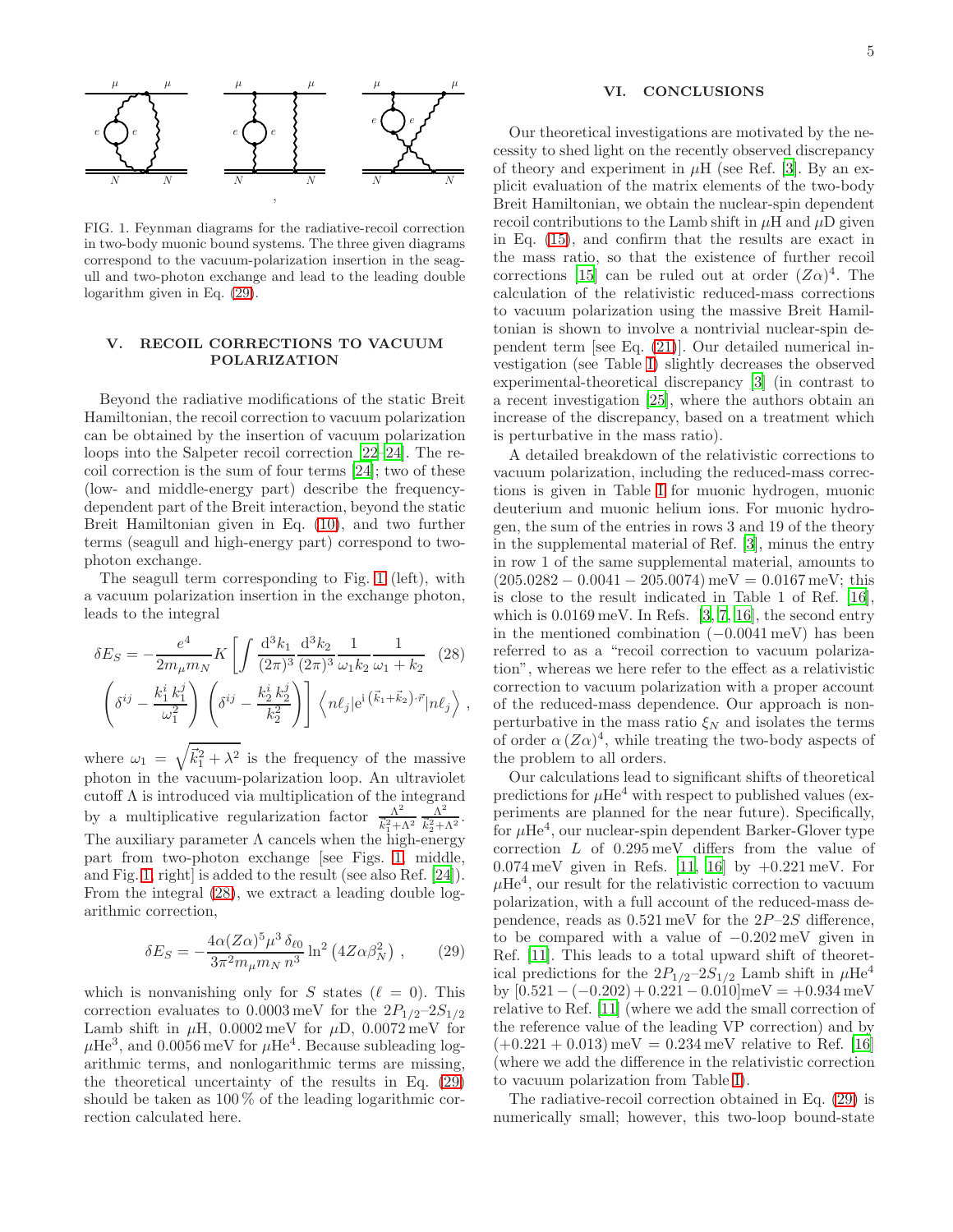FIG. 1. Feynman diagrams for the radiative-recoil correction in two-body muonic bound systems. The three given diagrams correspond to the vacuum-polarization insertion in the seagull and two-photon exchange and lead to the leading double logarithm given in Eq. (29).

## V. RECOIL CORRECTIONS TO VACUUM POLARIZATION

Beyond the radiative modifications of the static Breit Hamiltonian, the recoil correction to vacuum polarization can be obtained by the insertion of vacuum polarization loops into the Salpeter recoil correction [22–24]. The recoil correction is the sum of four terms [24]; two of these (low- and middle-energy part) describe the frequency-dependent part of the Breit interaction, beyond the static Breit Hamiltonian given in Eq. (10), and two further terms (seagull and high-energy part) correspond to two-photon exchange.

The seagull term corresponding to Fig. 1 (left), with a vacuum polarization insertion in the exchange photon, leads to the integral

$$\delta E_S = -\frac{e^4}{2m_\mu m_N} K \left[ \int \frac{\mathrm{d}^3 k_1}{(2\pi)^3} \frac{\mathrm{d}^3 k_2}{(2\pi)^3} \frac{1}{\omega_1 k_2} \frac{1}{\omega_1 + k_2} \left( \delta^{ij} - \frac{k_1^i k_1^j}{\omega_1^2} \right) \left( \delta^{ij} - \frac{k_2^i k_2^j}{k_2^2} \right) \right] \left\langle n\ell_j | \mathrm{e}^{\mathrm{i}\,(\vec{k}_1 + \vec{k}_2)\cdot\vec{r}} | n\ell_j \right\rangle , \tag{28}$$

where $\omega_1 = \sqrt{\vec{k}_1^2 + \lambda^2}$ is the frequency of the massive photon in the vacuum-polarization loop. An ultraviolet cutoff $\Lambda$ is introduced via multiplication of the integrand by a multiplicative regularization factor $\frac{\Lambda^2}{k_1^2+\Lambda^2} \frac{\Lambda^2}{k_2^2+\Lambda^2}$. The auxiliary parameter $\Lambda$ cancels when the high-energy part from two-photon exchange [see Figs. 1, middle, and Fig. 1, right] is added to the result (see also Ref. [24]). From the integral (28), we extract a leading double logarithmic correction,

$$\delta E_S = -\frac{4\alpha (Z\alpha)^5 \mu^3 \,\delta_{\ell 0}}{3\pi^2 m_\mu m_N \, n^3} \ln^2\left(4 Z\alpha \beta_N^2\right) , \tag{29}$$

which is nonvanishing only for S states ($\ell = 0$). This correction evaluates to 0.0003 meV for the $2P_{1/2}$–$2S_{1/2}$ Lamb shift in $\mu$H, 0.0002 meV for $\mu$D, 0.0072 meV for $\mu\mathrm{He}^3$, and 0.0056 meV for $\mu\mathrm{He}^4$. Because subleading logarithmic terms, and nonlogarithmic terms are missing, the theoretical uncertainty of the results in Eq. (29) should be taken as 100 % of the leading logarithmic correction calculated here.

## VI. CONCLUSIONS

Our theoretical investigations are motivated by the necessity to shed light on the recently observed discrepancy of theory and experiment in $\mu$H (see Ref. [3]. By an explicit evaluation of the matrix elements of the two-body Breit Hamiltonian, we obtain the nuclear-spin dependent recoil contributions to the Lamb shift in $\mu$H and $\mu$D given in Eq. (15), and confirm that the results are exact in the mass ratio, so that the existence of further recoil corrections [15] can be ruled out at order $(Z\alpha)^4$. The calculation of the relativistic reduced-mass corrections to vacuum polarization using the massive Breit Hamiltonian is shown to involve a nontrivial nuclear-spin dependent term [see Eq. (21)]. Our detailed numerical investigation (see Table I) slightly decreases the observed experimental-theoretical discrepancy [3] (in contrast to a recent investigation [25], where the authors obtain an increase of the discrepancy, based on a treatment which is perturbative in the mass ratio).

A detailed breakdown of the relativistic corrections to vacuum polarization, including the reduced-mass corrections is given in Table I for muonic hydrogen, muonic deuterium and muonic helium ions. For muonic hydrogen, the sum of the entries in rows 3 and 19 of the theory in the supplemental material of Ref. [3], minus the entry in row 1 of the same supplemental material, amounts to $(205.0282 - 0.0041 - 205.0074)\,\mathrm{meV} = 0.0167\,\mathrm{meV}$; this is close to the result indicated in Table 1 of Ref. [16], which is 0.0169 meV. In Refs. [3, 7, 16], the second entry in the mentioned combination ($-0.0041$ meV) has been referred to as a "recoil correction to vacuum polarization", whereas we here refer to the effect as a relativistic correction to vacuum polarization with a proper account of the reduced-mass dependence. Our approach is nonperturbative in the mass ratio $\xi_N$ and isolates the terms of order $\alpha\,(Z\alpha)^4$, while treating the two-body aspects of the problem to all orders.

Our calculations lead to significant shifts of theoretical predictions for $\mu\mathrm{He}^4$ with respect to published values (experiments are planned for the near future). Specifically, for $\mu\mathrm{He}^4$, our nuclear-spin dependent Barker-Glover type correction $L$ of 0.295 meV differs from the value of 0.074 meV given in Refs. [11, 16] by $+0.221$ meV. For $\mu\mathrm{He}^4$, our result for the relativistic correction to vacuum polarization, with a full account of the reduced-mass dependence, reads as 0.521 meV for the $2P$–$2S$ difference, to be compared with a value of $-0.202$ meV given in Ref. [11]. This leads to a total upward shift of theoretical predictions for the $2P_{1/2}$–$2S_{1/2}$ Lamb shift in $\mu\mathrm{He}^4$ by $[0.521 - (-0.202) + 0.221 - 0.010]\,\mathrm{meV} = +0.934\,\mathrm{meV}$ relative to Ref. [11] (where we add the small correction of the reference value of the leading VP correction) and by $(+0.221 + 0.013)\,\mathrm{meV} = 0.234\,\mathrm{meV}$ relative to Ref. [16] (where we add the difference in the relativistic correction to vacuum polarization from Table I).

The radiative-recoil correction obtained in Eq. (29) is numerically small; however, this two-loop bound-state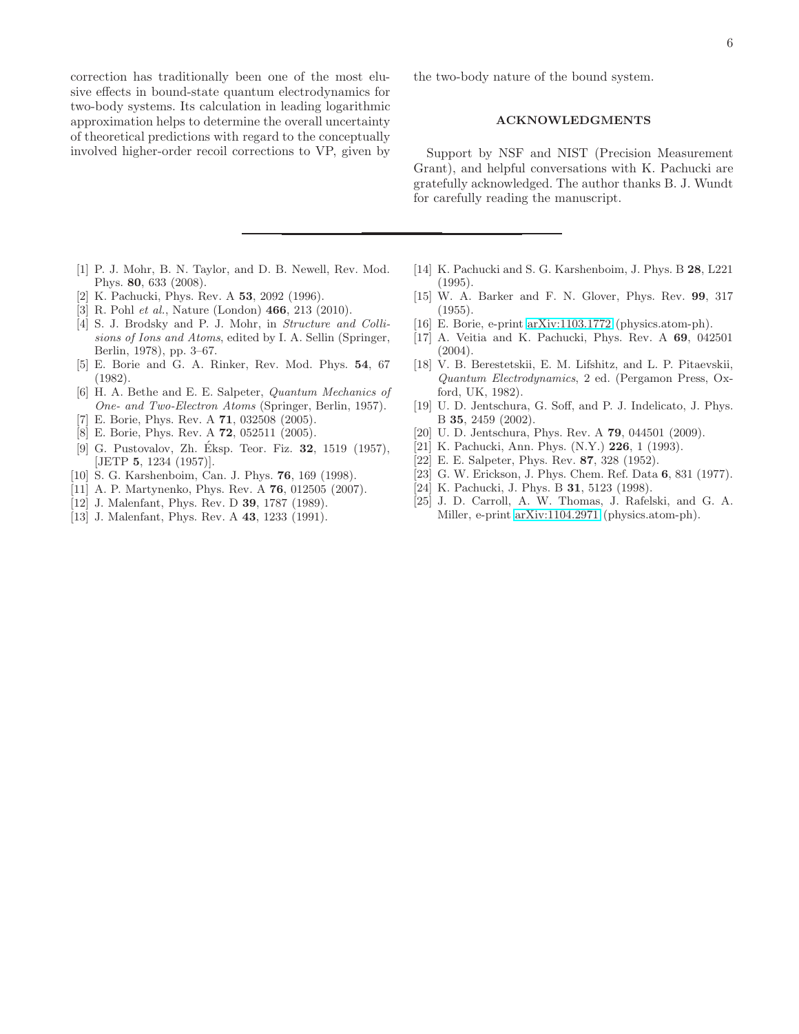correction has traditionally been one of the most elusive effects in bound-state quantum electrodynamics for two-body systems. Its calculation in leading logarithmic approximation helps to determine the overall uncertainty of theoretical predictions with regard to the conceptually involved higher-order recoil corrections to VP, given by the two-body nature of the bound system.

## ACKNOWLEDGMENTS

Support by NSF and NIST (Precision Measurement Grant), and helpful conversations with K. Pachucki are gratefully acknowledged. The author thanks B. J. Wundt for carefully reading the manuscript.

---

[1] P. J. Mohr, B. N. Taylor, and D. B. Newell, Rev. Mod. Phys. **80**, 633 (2008).

[2] K. Pachucki, Phys. Rev. A **53**, 2092 (1996).

[3] R. Pohl *et al.*, Nature (London) **466**, 213 (2010).

[4] S. J. Brodsky and P. J. Mohr, in *Structure and Collisions of Ions and Atoms*, edited by I. A. Sellin (Springer, Berlin, 1978), pp. 3–67.

[5] E. Borie and G. A. Rinker, Rev. Mod. Phys. **54**, 67 (1982).

[6] H. A. Bethe and E. E. Salpeter, *Quantum Mechanics of One- and Two-Electron Atoms* (Springer, Berlin, 1957).

[7] E. Borie, Phys. Rev. A **71**, 032508 (2005).

[8] E. Borie, Phys. Rev. A **72**, 052511 (2005).

[9] G. Pustovalov, Zh. Éksp. Teor. Fiz. **32**, 1519 (1957), [JETP **5**, 1234 (1957)].

[10] S. G. Karshenboim, Can. J. Phys. **76**, 169 (1998).

[11] A. P. Martynenko, Phys. Rev. A **76**, 012505 (2007).

[12] J. Malenfant, Phys. Rev. D **39**, 1787 (1989).

[13] J. Malenfant, Phys. Rev. A **43**, 1233 (1991).

[14] K. Pachucki and S. G. Karshenboim, J. Phys. B **28**, L221 (1995).

[15] W. A. Barker and F. N. Glover, Phys. Rev. **99**, 317 (1955).

[16] E. Borie, e-print arXiv:1103.1772 (physics.atom-ph).

[17] A. Veitia and K. Pachucki, Phys. Rev. A **69**, 042501 (2004).

[18] V. B. Berestetskii, E. M. Lifshitz, and L. P. Pitaevskii, *Quantum Electrodynamics*, 2 ed. (Pergamon Press, Oxford, UK, 1982).

[19] U. D. Jentschura, G. Soff, and P. J. Indelicato, J. Phys. B **35**, 2459 (2002).

[20] U. D. Jentschura, Phys. Rev. A **79**, 044501 (2009).

[21] K. Pachucki, Ann. Phys. (N.Y.) **226**, 1 (1993).

[22] E. E. Salpeter, Phys. Rev. **87**, 328 (1952).

[23] G. W. Erickson, J. Phys. Chem. Ref. Data **6**, 831 (1977).

[24] K. Pachucki, J. Phys. B **31**, 5123 (1998).

[25] J. D. Carroll, A. W. Thomas, J. Rafelski, and G. A. Miller, e-print arXiv:1104.2971 (physics.atom-ph).